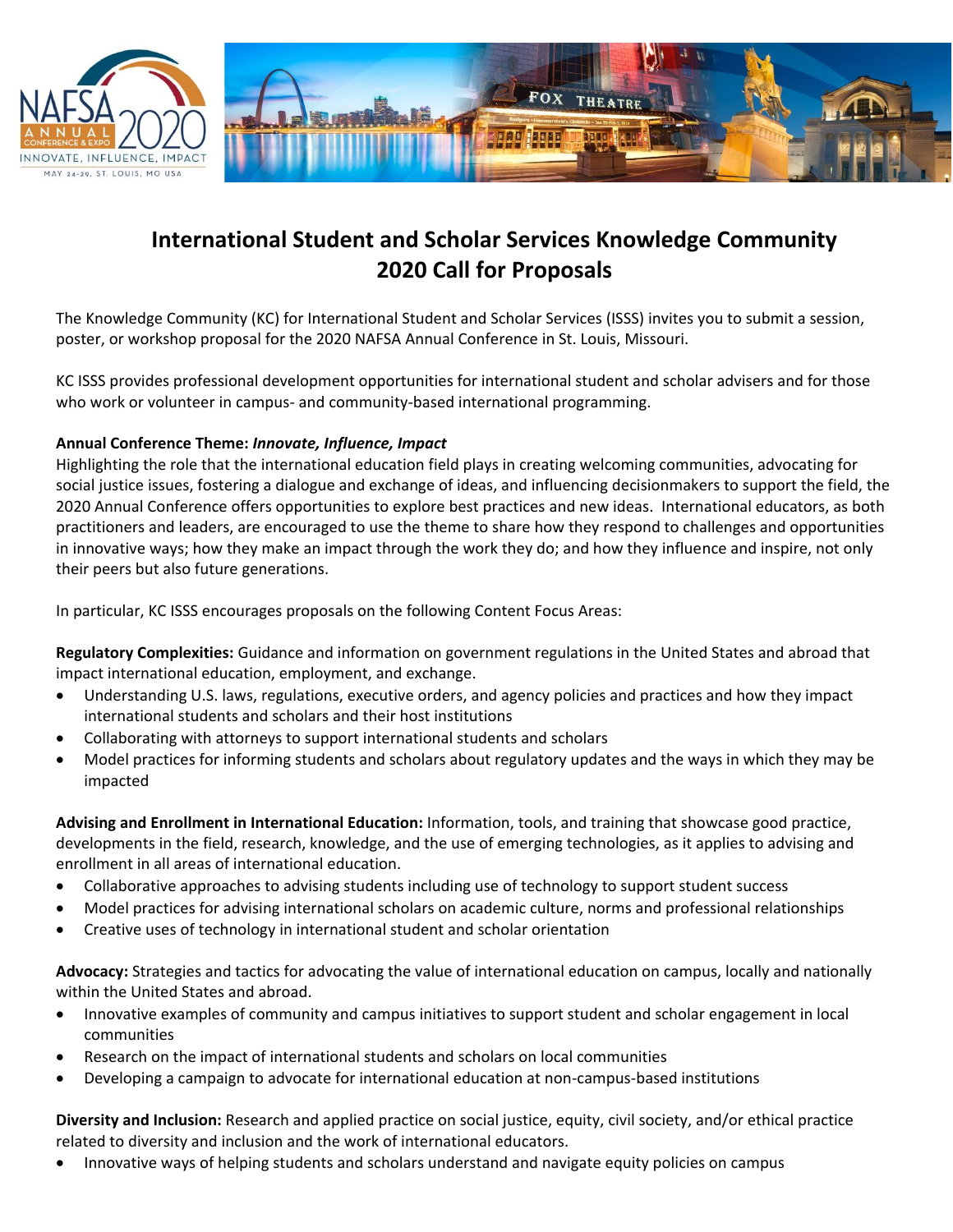# International Student and Scholar Services Knowledge Community 2020 Call for Proposals

The Knowledge Community (KC) for International Student and Scholar Services (ISSS) invites you to submit a session, poster, or workshop proposal for the 2020 NAFSA Annual Conference in St. Louis, Missouri.

KC ISSS provides professional development opportunities for international student and scholar advisers and for those who work or volunteer in campus- and community-based international programming.

**Annual Conference Theme: *Innovate, Influence, Impact***
Highlighting the role that the international education field plays in creating welcoming communities, advocating for social justice issues, fostering a dialogue and exchange of ideas, and influencing decisionmakers to support the field, the 2020 Annual Conference offers opportunities to explore best practices and new ideas. International educators, as both practitioners and leaders, are encouraged to use the theme to share how they respond to challenges and opportunities in innovative ways; how they make an impact through the work they do; and how they influence and inspire, not only their peers but also future generations.

In particular, KC ISSS encourages proposals on the following Content Focus Areas:

**Regulatory Complexities:** Guidance and information on government regulations in the United States and abroad that impact international education, employment, and exchange.

- Understanding U.S. laws, regulations, executive orders, and agency policies and practices and how they impact international students and scholars and their host institutions
- Collaborating with attorneys to support international students and scholars
- Model practices for informing students and scholars about regulatory updates and the ways in which they may be impacted

**Advising and Enrollment in International Education:** Information, tools, and training that showcase good practice, developments in the field, research, knowledge, and the use of emerging technologies, as it applies to advising and enrollment in all areas of international education.

- Collaborative approaches to advising students including use of technology to support student success
- Model practices for advising international scholars on academic culture, norms and professional relationships
- Creative uses of technology in international student and scholar orientation

**Advocacy:** Strategies and tactics for advocating the value of international education on campus, locally and nationally within the United States and abroad.

- Innovative examples of community and campus initiatives to support student and scholar engagement in local communities
- Research on the impact of international students and scholars on local communities
- Developing a campaign to advocate for international education at non-campus-based institutions

**Diversity and Inclusion:** Research and applied practice on social justice, equity, civil society, and/or ethical practice related to diversity and inclusion and the work of international educators.

- Innovative ways of helping students and scholars understand and navigate equity policies on campus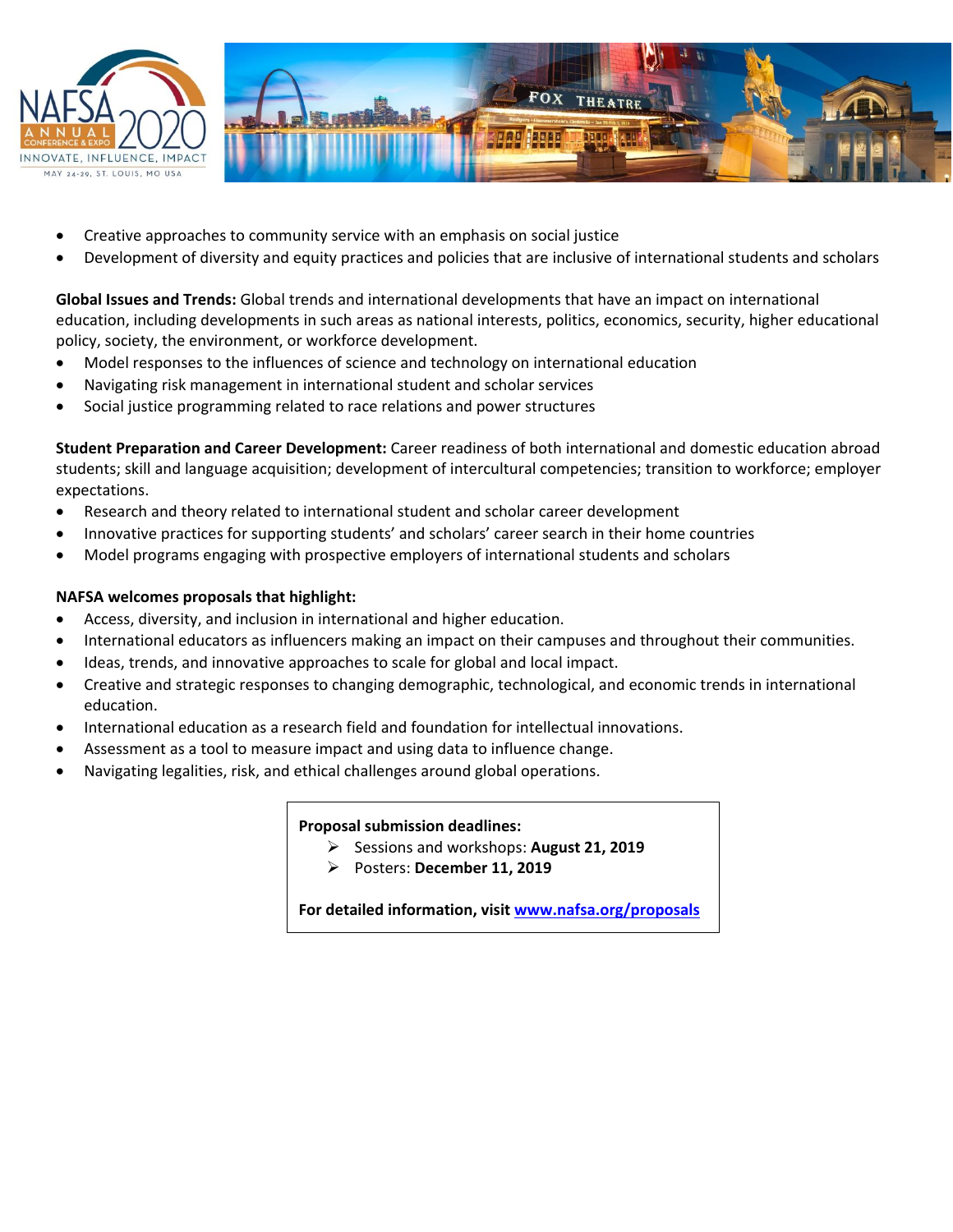- Creative approaches to community service with an emphasis on social justice
- Development of diversity and equity practices and policies that are inclusive of international students and scholars

**Global Issues and Trends:** Global trends and international developments that have an impact on international education, including developments in such areas as national interests, politics, economics, security, higher educational policy, society, the environment, or workforce development.

- Model responses to the influences of science and technology on international education
- Navigating risk management in international student and scholar services
- Social justice programming related to race relations and power structures

**Student Preparation and Career Development:** Career readiness of both international and domestic education abroad students; skill and language acquisition; development of intercultural competencies; transition to workforce; employer expectations.

- Research and theory related to international student and scholar career development
- Innovative practices for supporting students' and scholars' career search in their home countries
- Model programs engaging with prospective employers of international students and scholars

**NAFSA welcomes proposals that highlight:**

- Access, diversity, and inclusion in international and higher education.
- International educators as influencers making an impact on their campuses and throughout their communities.
- Ideas, trends, and innovative approaches to scale for global and local impact.
- Creative and strategic responses to changing demographic, technological, and economic trends in international education.
- International education as a research field and foundation for intellectual innovations.
- Assessment as a tool to measure impact and using data to influence change.
- Navigating legalities, risk, and ethical challenges around global operations.

**Proposal submission deadlines:**

- Sessions and workshops: **August 21, 2019**
- Posters: **December 11, 2019**

**For detailed information, visit [www.nafsa.org/proposals](www.nafsa.org/proposals)**